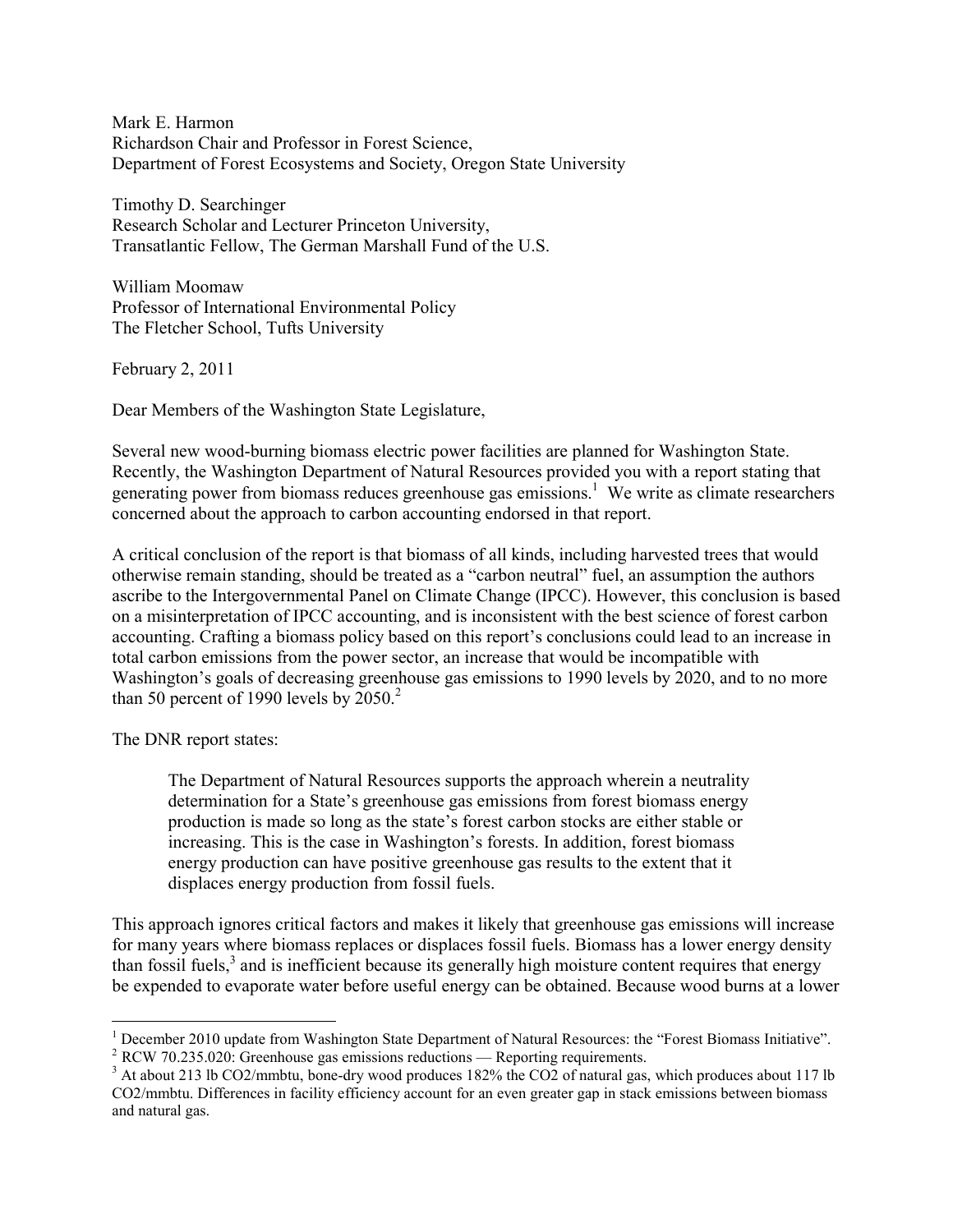Mark E. Harmon
Richardson Chair and Professor in Forest Science,
Department of Forest Ecosystems and Society, Oregon State University

Timothy D. Searchinger
Research Scholar and Lecturer Princeton University,
Transatlantic Fellow, The German Marshall Fund of the U.S.

William Moomaw
Professor of International Environmental Policy
The Fletcher School, Tufts University

February 2, 2011

Dear Members of the Washington State Legislature,

Several new wood-burning biomass electric power facilities are planned for Washington State. Recently, the Washington Department of Natural Resources provided you with a report stating that generating power from biomass reduces greenhouse gas emissions.[1] We write as climate researchers concerned about the approach to carbon accounting endorsed in that report.

A critical conclusion of the report is that biomass of all kinds, including harvested trees that would otherwise remain standing, should be treated as a "carbon neutral" fuel, an assumption the authors ascribe to the Intergovernmental Panel on Climate Change (IPCC). However, this conclusion is based on a misinterpretation of IPCC accounting, and is inconsistent with the best science of forest carbon accounting. Crafting a biomass policy based on this report's conclusions could lead to an increase in total carbon emissions from the power sector, an increase that would be incompatible with Washington's goals of decreasing greenhouse gas emissions to 1990 levels by 2020, and to no more than 50 percent of 1990 levels by 2050.[2]

The DNR report states:

> The Department of Natural Resources supports the approach wherein a neutrality determination for a State's greenhouse gas emissions from forest biomass energy production is made so long as the state's forest carbon stocks are either stable or increasing. This is the case in Washington's forests. In addition, forest biomass energy production can have positive greenhouse gas results to the extent that it displaces energy production from fossil fuels.

This approach ignores critical factors and makes it likely that greenhouse gas emissions will increase for many years where biomass replaces or displaces fossil fuels. Biomass has a lower energy density than fossil fuels,[3] and is inefficient because its generally high moisture content requires that energy be expended to evaporate water before useful energy can be obtained. Because wood burns at a lower

---

[1] December 2010 update from Washington State Department of Natural Resources: the "Forest Biomass Initiative".

[2] RCW 70.235.020: Greenhouse gas emissions reductions — Reporting requirements.

[3] At about 213 lb $CO_2$/mmbtu, bone-dry wood produces 182% the $CO_2$ of natural gas, which produces about 117 lb $CO_2$/mmbtu. Differences in facility efficiency account for an even greater gap in stack emissions between biomass and natural gas.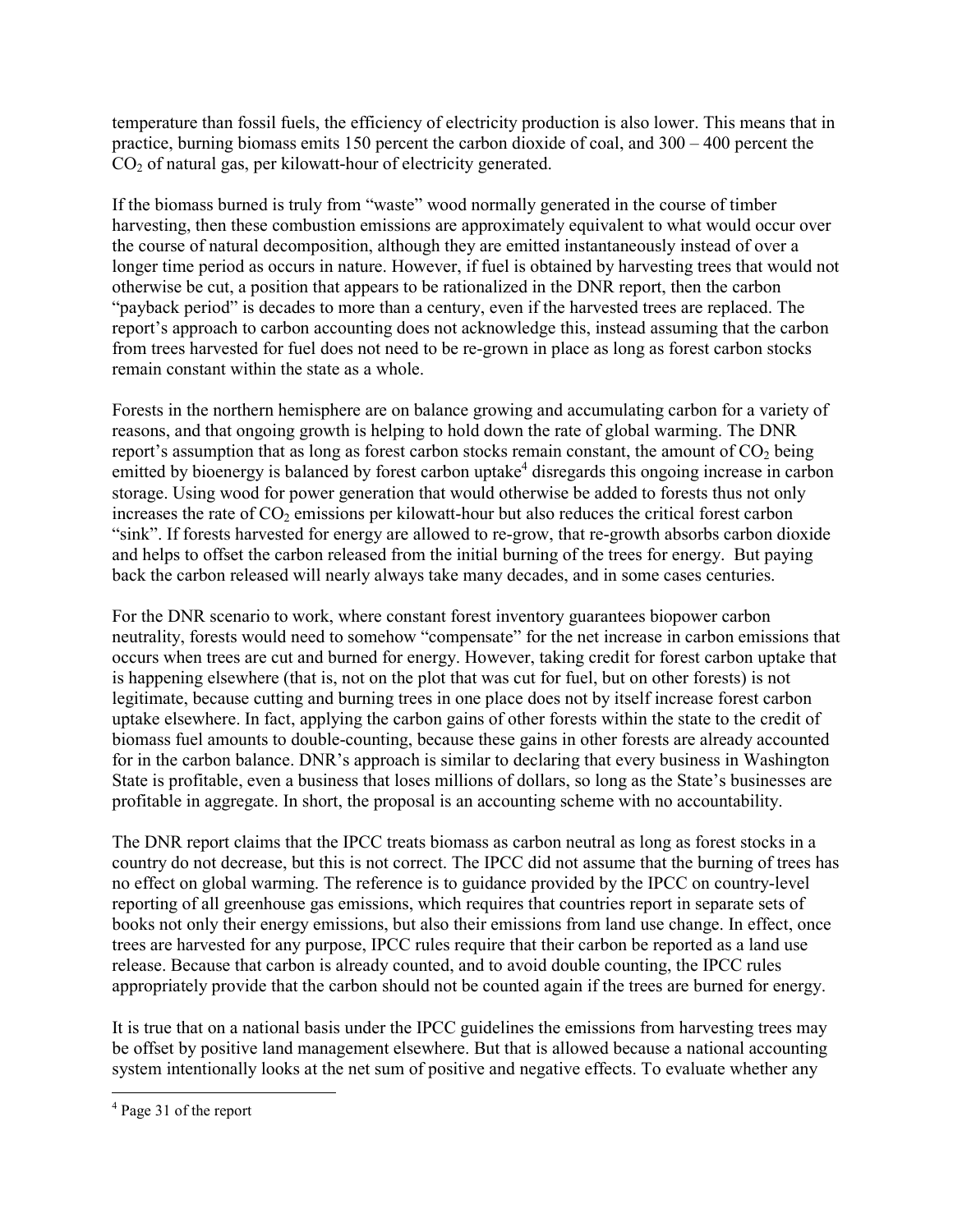temperature than fossil fuels, the efficiency of electricity production is also lower. This means that in practice, burning biomass emits 150 percent the carbon dioxide of coal, and 300 – 400 percent the $CO_2$ of natural gas, per kilowatt-hour of electricity generated.

If the biomass burned is truly from "waste" wood normally generated in the course of timber harvesting, then these combustion emissions are approximately equivalent to what would occur over the course of natural decomposition, although they are emitted instantaneously instead of over a longer time period as occurs in nature. However, if fuel is obtained by harvesting trees that would not otherwise be cut, a position that appears to be rationalized in the DNR report, then the carbon "payback period" is decades to more than a century, even if the harvested trees are replaced. The report's approach to carbon accounting does not acknowledge this, instead assuming that the carbon from trees harvested for fuel does not need to be re-grown in place as long as forest carbon stocks remain constant within the state as a whole.

Forests in the northern hemisphere are on balance growing and accumulating carbon for a variety of reasons, and that ongoing growth is helping to hold down the rate of global warming. The DNR report's assumption that as long as forest carbon stocks remain constant, the amount of $CO_2$ being emitted by bioenergy is balanced by forest carbon uptake[4] disregards this ongoing increase in carbon storage. Using wood for power generation that would otherwise be added to forests thus not only increases the rate of $CO_2$ emissions per kilowatt-hour but also reduces the critical forest carbon "sink". If forests harvested for energy are allowed to re-grow, that re-growth absorbs carbon dioxide and helps to offset the carbon released from the initial burning of the trees for energy. But paying back the carbon released will nearly always take many decades, and in some cases centuries.

For the DNR scenario to work, where constant forest inventory guarantees biopower carbon neutrality, forests would need to somehow "compensate" for the net increase in carbon emissions that occurs when trees are cut and burned for energy. However, taking credit for forest carbon uptake that is happening elsewhere (that is, not on the plot that was cut for fuel, but on other forests) is not legitimate, because cutting and burning trees in one place does not by itself increase forest carbon uptake elsewhere. In fact, applying the carbon gains of other forests within the state to the credit of biomass fuel amounts to double-counting, because these gains in other forests are already accounted for in the carbon balance. DNR's approach is similar to declaring that every business in Washington State is profitable, even a business that loses millions of dollars, so long as the State's businesses are profitable in aggregate. In short, the proposal is an accounting scheme with no accountability.

The DNR report claims that the IPCC treats biomass as carbon neutral as long as forest stocks in a country do not decrease, but this is not correct. The IPCC did not assume that the burning of trees has no effect on global warming. The reference is to guidance provided by the IPCC on country-level reporting of all greenhouse gas emissions, which requires that countries report in separate sets of books not only their energy emissions, but also their emissions from land use change. In effect, once trees are harvested for any purpose, IPCC rules require that their carbon be reported as a land use release. Because that carbon is already counted, and to avoid double counting, the IPCC rules appropriately provide that the carbon should not be counted again if the trees are burned for energy.

It is true that on a national basis under the IPCC guidelines the emissions from harvesting trees may be offset by positive land management elsewhere. But that is allowed because a national accounting system intentionally looks at the net sum of positive and negative effects. To evaluate whether any

[4] Page 31 of the report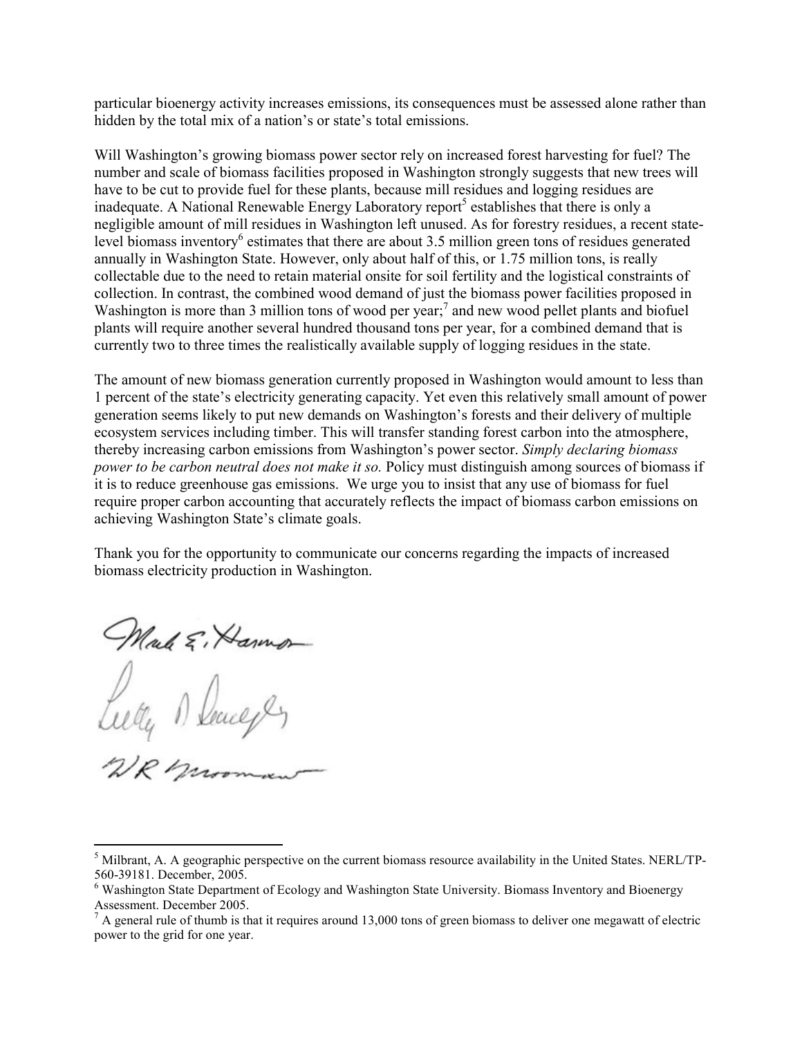particular bioenergy activity increases emissions, its consequences must be assessed alone rather than hidden by the total mix of a nation's or state's total emissions.

Will Washington's growing biomass power sector rely on increased forest harvesting for fuel? The number and scale of biomass facilities proposed in Washington strongly suggests that new trees will have to be cut to provide fuel for these plants, because mill residues and logging residues are inadequate. A National Renewable Energy Laboratory report[5] establishes that there is only a negligible amount of mill residues in Washington left unused. As for forestry residues, a recent state-level biomass inventory[6] estimates that there are about 3.5 million green tons of residues generated annually in Washington State. However, only about half of this, or 1.75 million tons, is really collectable due to the need to retain material onsite for soil fertility and the logistical constraints of collection. In contrast, the combined wood demand of just the biomass power facilities proposed in Washington is more than 3 million tons of wood per year;[7] and new wood pellet plants and biofuel plants will require another several hundred thousand tons per year, for a combined demand that is currently two to three times the realistically available supply of logging residues in the state.

The amount of new biomass generation currently proposed in Washington would amount to less than 1 percent of the state's electricity generating capacity. Yet even this relatively small amount of power generation seems likely to put new demands on Washington's forests and their delivery of multiple ecosystem services including timber. This will transfer standing forest carbon into the atmosphere, thereby increasing carbon emissions from Washington's power sector. *Simply declaring biomass power to be carbon neutral does not make it so.* Policy must distinguish among sources of biomass if it is to reduce greenhouse gas emissions. We urge you to insist that any use of biomass for fuel require proper carbon accounting that accurately reflects the impact of biomass carbon emissions on achieving Washington State's climate goals.

Thank you for the opportunity to communicate our concerns regarding the impacts of increased biomass electricity production in Washington.

Mark E. Harmon

Betty J. Beale (?)

W R Broomall (?)

---

[5] Milbrant, A. A geographic perspective on the current biomass resource availability in the United States. NERL/TP-560-39181. December, 2005.

[6] Washington State Department of Ecology and Washington State University. Biomass Inventory and Bioenergy Assessment. December 2005.

[7] A general rule of thumb is that it requires around 13,000 tons of green biomass to deliver one megawatt of electric power to the grid for one year.